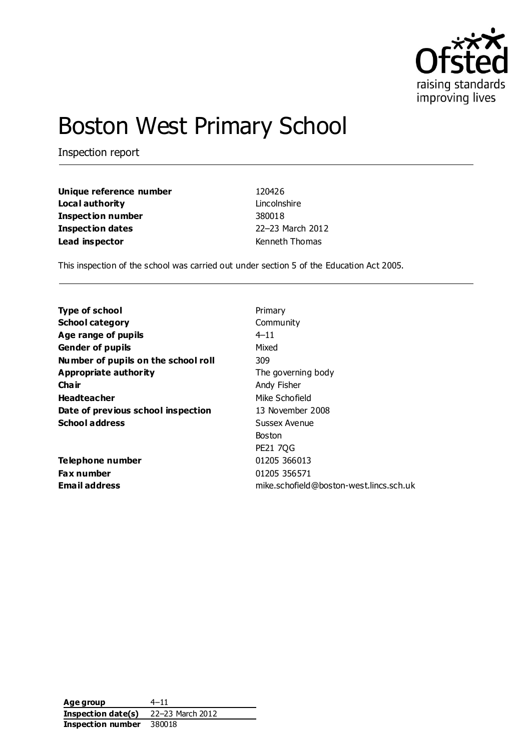# Boston West Primary School

Inspection report

| | |
|---|---|
| **Unique reference number** | 120426 |
| **Local authority** | Lincolnshire |
| **Inspection number** | 380018 |
| **Inspection dates** | 22–23 March 2012 |
| **Lead inspector** | Kenneth Thomas |

This inspection of the school was carried out under section 5 of the Education Act 2005.

| | |
|---|---|
| **Type of school** | Primary |
| **School category** | Community |
| **Age range of pupils** | 4–11 |
| **Gender of pupils** | Mixed |
| **Number of pupils on the school roll** | 309 |
| **Appropriate authority** | The governing body |
| **Chair** | Andy Fisher |
| **Headteacher** | Mike Schofield |
| **Date of previous school inspection** | 13 November 2008 |
| **School address** | Sussex Avenue<br>Boston<br>PE21 7QG |
| **Telephone number** | 01205 366013 |
| **Fax number** | 01205 356571 |
| **Email address** | mike.schofield@boston-west.lincs.sch.uk |

| | |
|---|---|
| **Age group** | 4–11 |
| **Inspection date(s)** | 22–23 March 2012 |
| **Inspection number** | 380018 |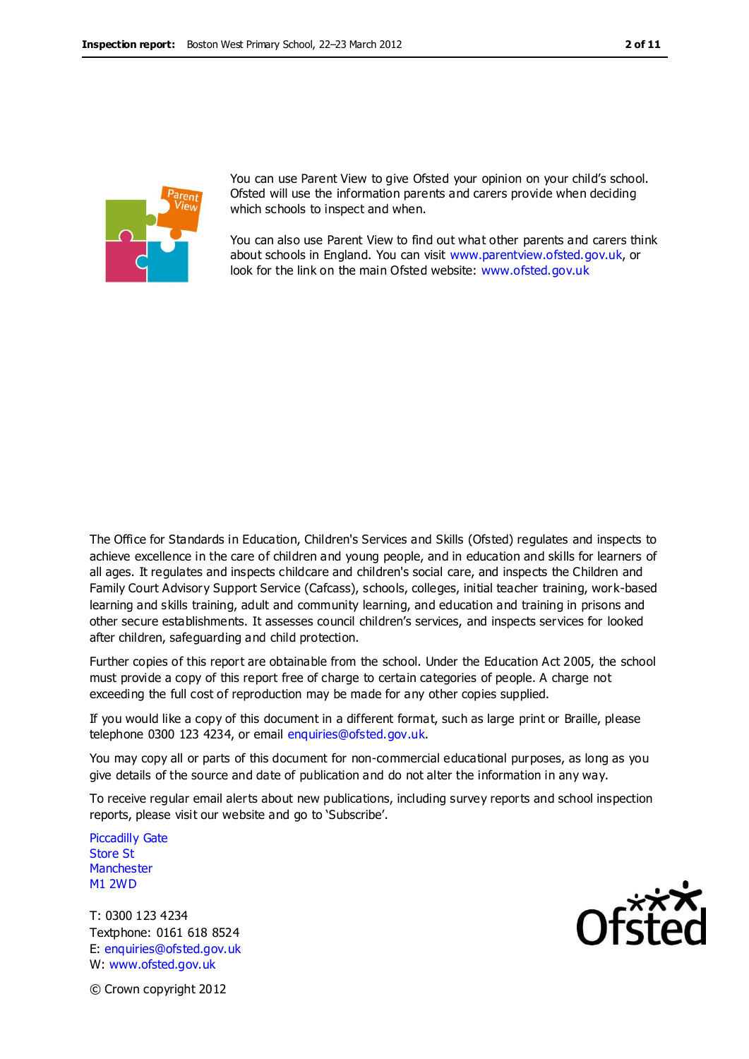You can use Parent View to give Ofsted your opinion on your child's school. Ofsted will use the information parents and carers provide when deciding which schools to inspect and when.

You can also use Parent View to find out what other parents and carers think about schools in England. You can visit www.parentview.ofsted.gov.uk, or look for the link on the main Ofsted website: www.ofsted.gov.uk

The Office for Standards in Education, Children's Services and Skills (Ofsted) regulates and inspects to achieve excellence in the care of children and young people, and in education and skills for learners of all ages. It regulates and inspects childcare and children's social care, and inspects the Children and Family Court Advisory Support Service (Cafcass), schools, colleges, initial teacher training, work-based learning and skills training, adult and community learning, and education and training in prisons and other secure establishments. It assesses council children's services, and inspects services for looked after children, safeguarding and child protection.

Further copies of this report are obtainable from the school. Under the Education Act 2005, the school must provide a copy of this report free of charge to certain categories of people. A charge not exceeding the full cost of reproduction may be made for any other copies supplied.

If you would like a copy of this document in a different format, such as large print or Braille, please telephone 0300 123 4234, or email enquiries@ofsted.gov.uk.

You may copy all or parts of this document for non-commercial educational purposes, as long as you give details of the source and date of publication and do not alter the information in any way.

To receive regular email alerts about new publications, including survey reports and school inspection reports, please visit our website and go to 'Subscribe'.

Piccadilly Gate
Store St
Manchester
M1 2WD

T: 0300 123 4234
Textphone: 0161 618 8524
E: enquiries@ofsted.gov.uk
W: www.ofsted.gov.uk

© Crown copyright 2012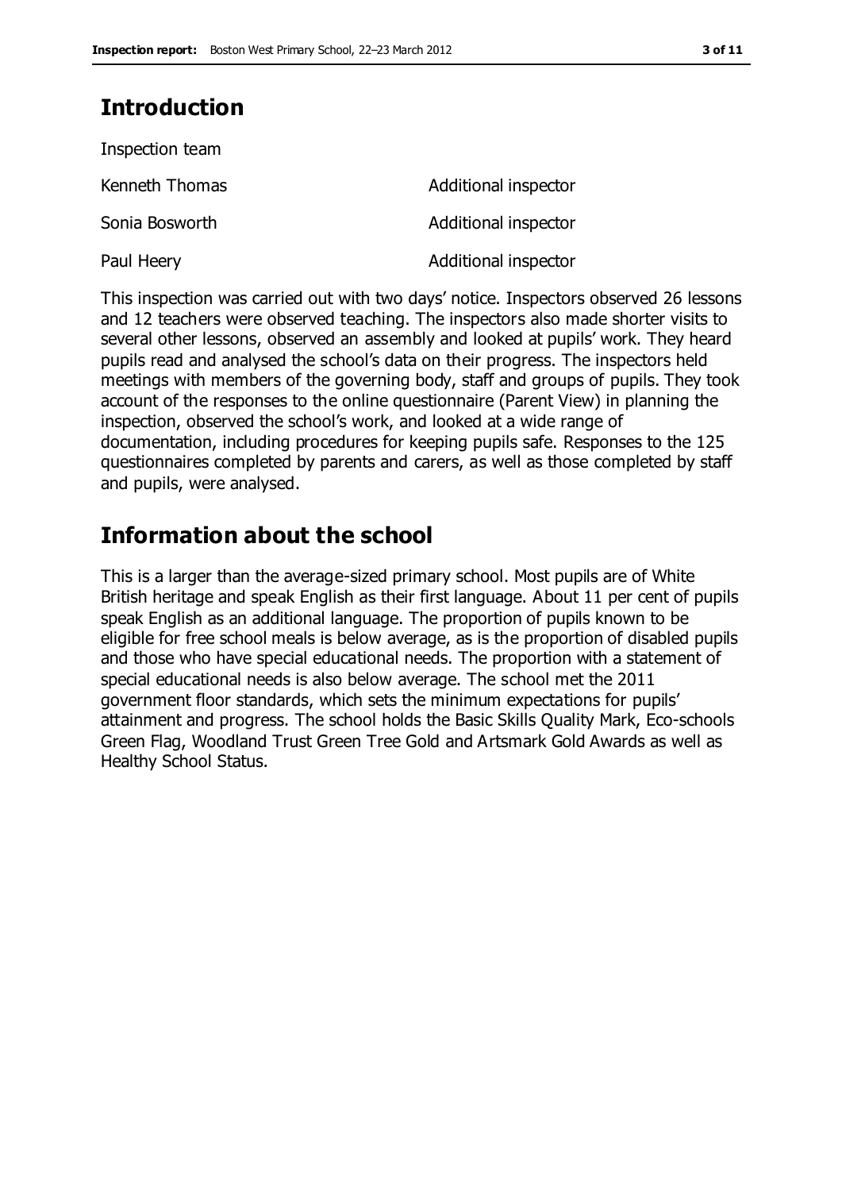## Introduction

Inspection team

| | |
|---|---|
| Kenneth Thomas | Additional inspector |
| Sonia Bosworth | Additional inspector |
| Paul Heery | Additional inspector |

This inspection was carried out with two days' notice. Inspectors observed 26 lessons and 12 teachers were observed teaching. The inspectors also made shorter visits to several other lessons, observed an assembly and looked at pupils' work. They heard pupils read and analysed the school's data on their progress. The inspectors held meetings with members of the governing body, staff and groups of pupils. They took account of the responses to the online questionnaire (Parent View) in planning the inspection, observed the school's work, and looked at a wide range of documentation, including procedures for keeping pupils safe. Responses to the 125 questionnaires completed by parents and carers, as well as those completed by staff and pupils, were analysed.

## Information about the school

This is a larger than the average-sized primary school. Most pupils are of White British heritage and speak English as their first language. About 11 per cent of pupils speak English as an additional language. The proportion of pupils known to be eligible for free school meals is below average, as is the proportion of disabled pupils and those who have special educational needs. The proportion with a statement of special educational needs is also below average. The school met the 2011 government floor standards, which sets the minimum expectations for pupils' attainment and progress. The school holds the Basic Skills Quality Mark, Eco-schools Green Flag, Woodland Trust Green Tree Gold and Artsmark Gold Awards as well as Healthy School Status.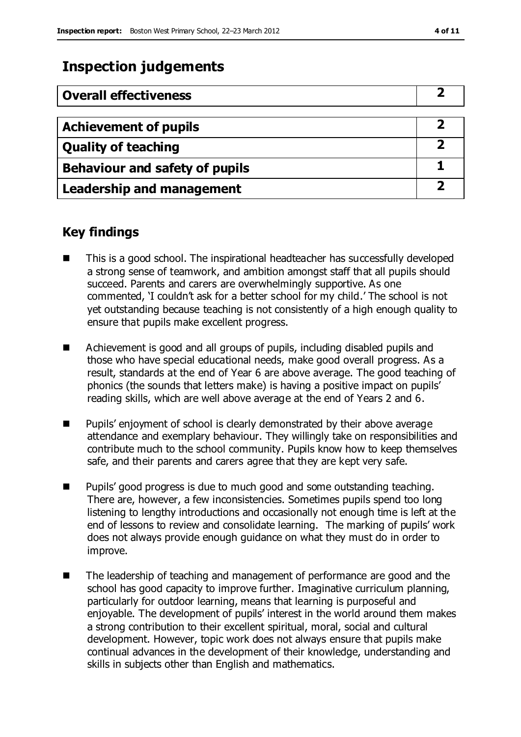## Inspection judgements

| Overall effectiveness | 2 |
|---|---|

| Achievement of pupils | 2 |
|---|---|
| Quality of teaching | 2 |
| Behaviour and safety of pupils | 1 |
| Leadership and management | 2 |

## Key findings

- This is a good school. The inspirational headteacher has successfully developed a strong sense of teamwork, and ambition amongst staff that all pupils should succeed. Parents and carers are overwhelmingly supportive. As one commented, 'I couldn't ask for a better school for my child.' The school is not yet outstanding because teaching is not consistently of a high enough quality to ensure that pupils make excellent progress.
- Achievement is good and all groups of pupils, including disabled pupils and those who have special educational needs, make good overall progress. As a result, standards at the end of Year 6 are above average. The good teaching of phonics (the sounds that letters make) is having a positive impact on pupils' reading skills, which are well above average at the end of Years 2 and 6.
- Pupils' enjoyment of school is clearly demonstrated by their above average attendance and exemplary behaviour. They willingly take on responsibilities and contribute much to the school community. Pupils know how to keep themselves safe, and their parents and carers agree that they are kept very safe.
- Pupils' good progress is due to much good and some outstanding teaching. There are, however, a few inconsistencies. Sometimes pupils spend too long listening to lengthy introductions and occasionally not enough time is left at the end of lessons to review and consolidate learning. The marking of pupils' work does not always provide enough guidance on what they must do in order to improve.
- The leadership of teaching and management of performance are good and the school has good capacity to improve further. Imaginative curriculum planning, particularly for outdoor learning, means that learning is purposeful and enjoyable. The development of pupils' interest in the world around them makes a strong contribution to their excellent spiritual, moral, social and cultural development. However, topic work does not always ensure that pupils make continual advances in the development of their knowledge, understanding and skills in subjects other than English and mathematics.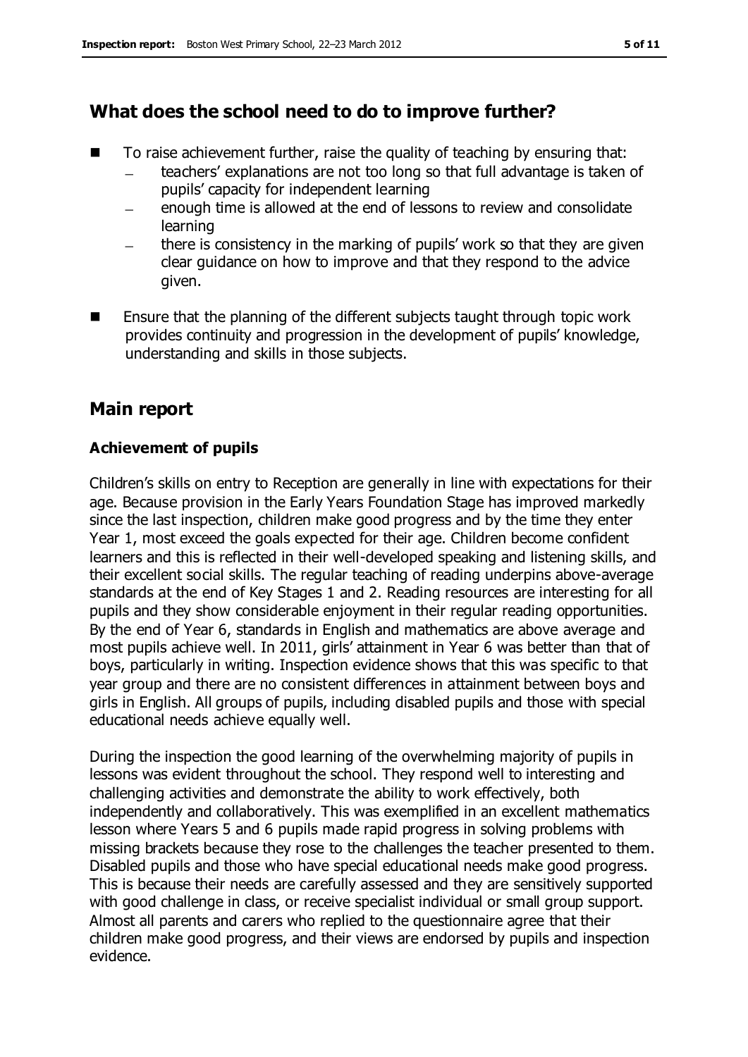## What does the school need to do to improve further?

- To raise achievement further, raise the quality of teaching by ensuring that:
  - teachers' explanations are not too long so that full advantage is taken of pupils' capacity for independent learning
  - enough time is allowed at the end of lessons to review and consolidate learning
  - there is consistency in the marking of pupils' work so that they are given clear guidance on how to improve and that they respond to the advice given.
- Ensure that the planning of the different subjects taught through topic work provides continuity and progression in the development of pupils' knowledge, understanding and skills in those subjects.

## Main report

### Achievement of pupils

Children's skills on entry to Reception are generally in line with expectations for their age. Because provision in the Early Years Foundation Stage has improved markedly since the last inspection, children make good progress and by the time they enter Year 1, most exceed the goals expected for their age. Children become confident learners and this is reflected in their well-developed speaking and listening skills, and their excellent social skills. The regular teaching of reading underpins above-average standards at the end of Key Stages 1 and 2. Reading resources are interesting for all pupils and they show considerable enjoyment in their regular reading opportunities. By the end of Year 6, standards in English and mathematics are above average and most pupils achieve well. In 2011, girls' attainment in Year 6 was better than that of boys, particularly in writing. Inspection evidence shows that this was specific to that year group and there are no consistent differences in attainment between boys and girls in English. All groups of pupils, including disabled pupils and those with special educational needs achieve equally well.

During the inspection the good learning of the overwhelming majority of pupils in lessons was evident throughout the school. They respond well to interesting and challenging activities and demonstrate the ability to work effectively, both independently and collaboratively. This was exemplified in an excellent mathematics lesson where Years 5 and 6 pupils made rapid progress in solving problems with missing brackets because they rose to the challenges the teacher presented to them. Disabled pupils and those who have special educational needs make good progress. This is because their needs are carefully assessed and they are sensitively supported with good challenge in class, or receive specialist individual or small group support. Almost all parents and carers who replied to the questionnaire agree that their children make good progress, and their views are endorsed by pupils and inspection evidence.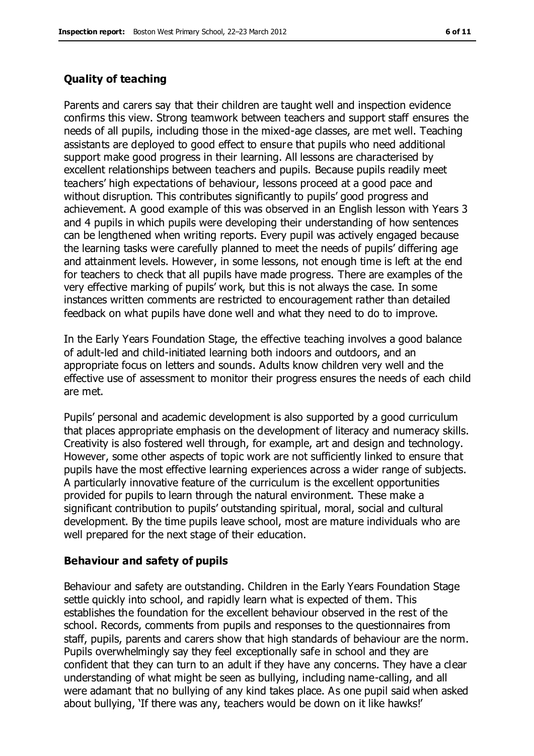### Quality of teaching

Parents and carers say that their children are taught well and inspection evidence confirms this view. Strong teamwork between teachers and support staff ensures the needs of all pupils, including those in the mixed-age classes, are met well. Teaching assistants are deployed to good effect to ensure that pupils who need additional support make good progress in their learning. All lessons are characterised by excellent relationships between teachers and pupils. Because pupils readily meet teachers' high expectations of behaviour, lessons proceed at a good pace and without disruption. This contributes significantly to pupils' good progress and achievement. A good example of this was observed in an English lesson with Years 3 and 4 pupils in which pupils were developing their understanding of how sentences can be lengthened when writing reports. Every pupil was actively engaged because the learning tasks were carefully planned to meet the needs of pupils' differing age and attainment levels. However, in some lessons, not enough time is left at the end for teachers to check that all pupils have made progress. There are examples of the very effective marking of pupils' work, but this is not always the case. In some instances written comments are restricted to encouragement rather than detailed feedback on what pupils have done well and what they need to do to improve.

In the Early Years Foundation Stage, the effective teaching involves a good balance of adult-led and child-initiated learning both indoors and outdoors, and an appropriate focus on letters and sounds. Adults know children very well and the effective use of assessment to monitor their progress ensures the needs of each child are met.

Pupils' personal and academic development is also supported by a good curriculum that places appropriate emphasis on the development of literacy and numeracy skills. Creativity is also fostered well through, for example, art and design and technology. However, some other aspects of topic work are not sufficiently linked to ensure that pupils have the most effective learning experiences across a wider range of subjects. A particularly innovative feature of the curriculum is the excellent opportunities provided for pupils to learn through the natural environment. These make a significant contribution to pupils' outstanding spiritual, moral, social and cultural development. By the time pupils leave school, most are mature individuals who are well prepared for the next stage of their education.

### Behaviour and safety of pupils

Behaviour and safety are outstanding. Children in the Early Years Foundation Stage settle quickly into school, and rapidly learn what is expected of them. This establishes the foundation for the excellent behaviour observed in the rest of the school. Records, comments from pupils and responses to the questionnaires from staff, pupils, parents and carers show that high standards of behaviour are the norm. Pupils overwhelmingly say they feel exceptionally safe in school and they are confident that they can turn to an adult if they have any concerns. They have a clear understanding of what might be seen as bullying, including name-calling, and all were adamant that no bullying of any kind takes place. As one pupil said when asked about bullying, 'If there was any, teachers would be down on it like hawks!'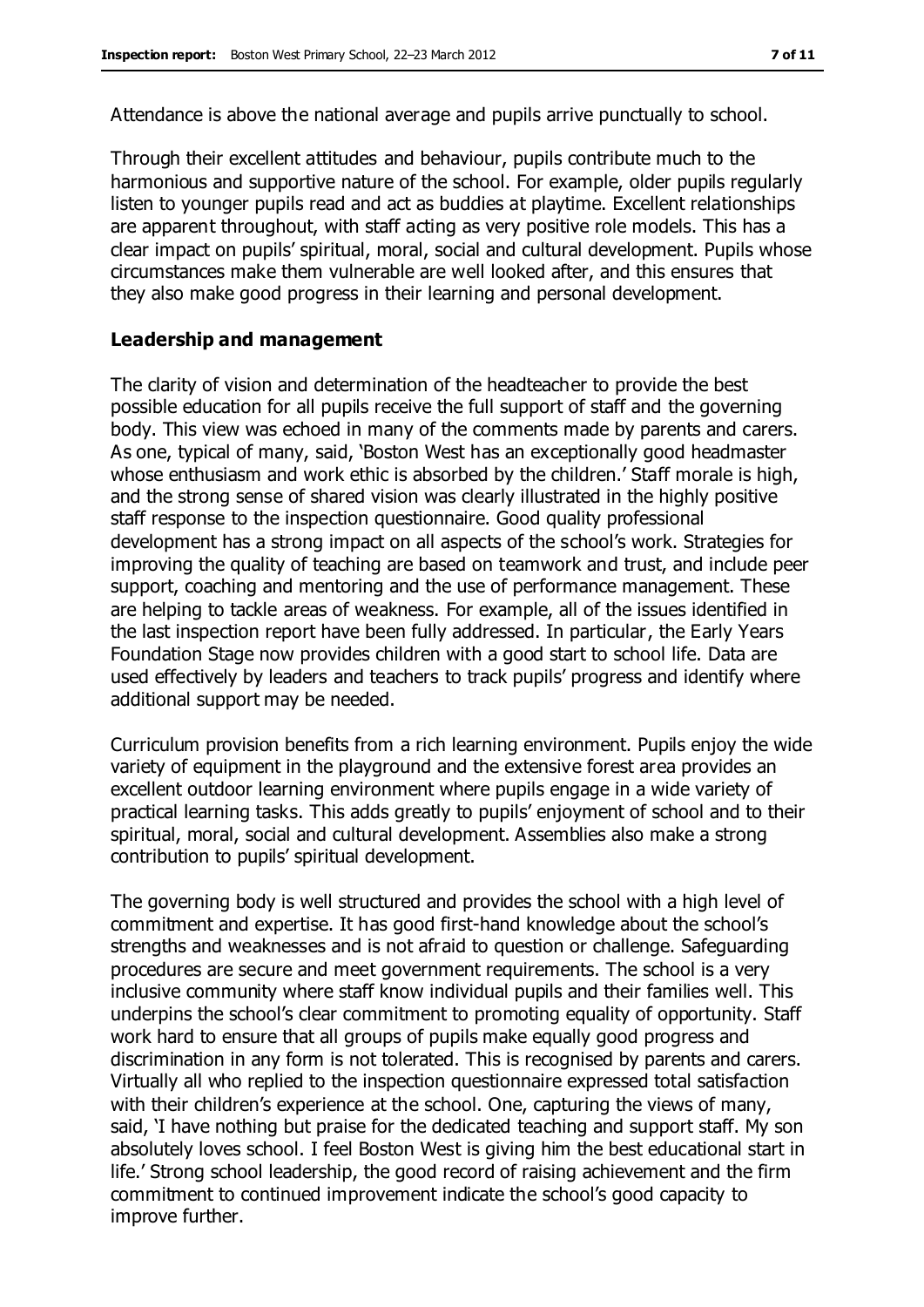Attendance is above the national average and pupils arrive punctually to school.

Through their excellent attitudes and behaviour, pupils contribute much to the harmonious and supportive nature of the school. For example, older pupils regularly listen to younger pupils read and act as buddies at playtime. Excellent relationships are apparent throughout, with staff acting as very positive role models. This has a clear impact on pupils' spiritual, moral, social and cultural development. Pupils whose circumstances make them vulnerable are well looked after, and this ensures that they also make good progress in their learning and personal development.

### Leadership and management

The clarity of vision and determination of the headteacher to provide the best possible education for all pupils receive the full support of staff and the governing body. This view was echoed in many of the comments made by parents and carers. As one, typical of many, said, 'Boston West has an exceptionally good headmaster whose enthusiasm and work ethic is absorbed by the children.' Staff morale is high, and the strong sense of shared vision was clearly illustrated in the highly positive staff response to the inspection questionnaire. Good quality professional development has a strong impact on all aspects of the school's work. Strategies for improving the quality of teaching are based on teamwork and trust, and include peer support, coaching and mentoring and the use of performance management. These are helping to tackle areas of weakness. For example, all of the issues identified in the last inspection report have been fully addressed. In particular, the Early Years Foundation Stage now provides children with a good start to school life. Data are used effectively by leaders and teachers to track pupils' progress and identify where additional support may be needed.

Curriculum provision benefits from a rich learning environment. Pupils enjoy the wide variety of equipment in the playground and the extensive forest area provides an excellent outdoor learning environment where pupils engage in a wide variety of practical learning tasks. This adds greatly to pupils' enjoyment of school and to their spiritual, moral, social and cultural development. Assemblies also make a strong contribution to pupils' spiritual development.

The governing body is well structured and provides the school with a high level of commitment and expertise. It has good first-hand knowledge about the school's strengths and weaknesses and is not afraid to question or challenge. Safeguarding procedures are secure and meet government requirements. The school is a very inclusive community where staff know individual pupils and their families well. This underpins the school's clear commitment to promoting equality of opportunity. Staff work hard to ensure that all groups of pupils make equally good progress and discrimination in any form is not tolerated. This is recognised by parents and carers. Virtually all who replied to the inspection questionnaire expressed total satisfaction with their children's experience at the school. One, capturing the views of many, said, 'I have nothing but praise for the dedicated teaching and support staff. My son absolutely loves school. I feel Boston West is giving him the best educational start in life.' Strong school leadership, the good record of raising achievement and the firm commitment to continued improvement indicate the school's good capacity to improve further.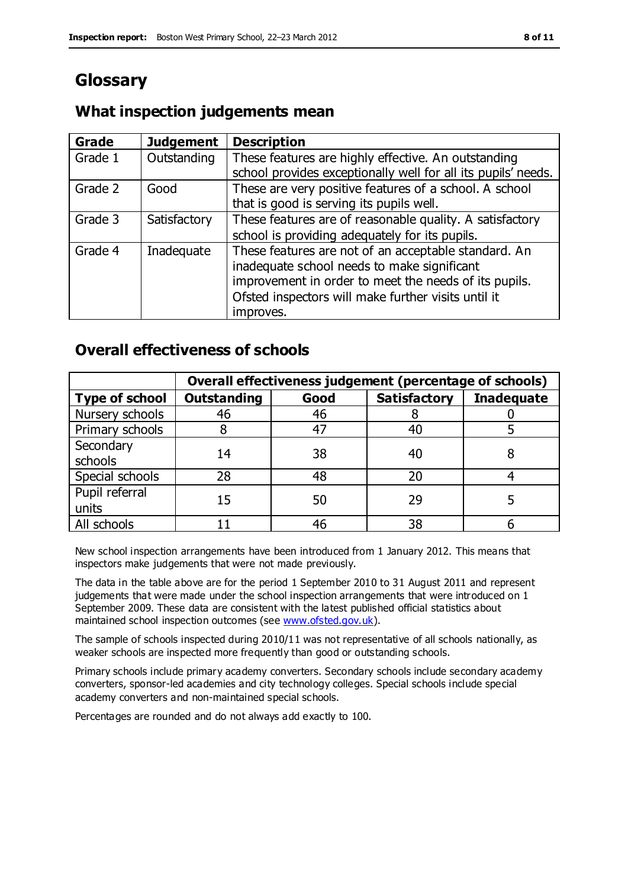# Glossary

## What inspection judgements mean

| Grade | Judgement | Description |
|---|---|---|
| Grade 1 | Outstanding | These features are highly effective. An outstanding school provides exceptionally well for all its pupils' needs. |
| Grade 2 | Good | These are very positive features of a school. A school that is good is serving its pupils well. |
| Grade 3 | Satisfactory | These features are of reasonable quality. A satisfactory school is providing adequately for its pupils. |
| Grade 4 | Inadequate | These features are not of an acceptable standard. An inadequate school needs to make significant improvement in order to meet the needs of its pupils. Ofsted inspectors will make further visits until it improves. |

## Overall effectiveness of schools

| | Overall effectiveness judgement (percentage of schools) | | | |
|---|---|---|---|---|
| **Type of school** | **Outstanding** | **Good** | **Satisfactory** | **Inadequate** |
| Nursery schools | 46 | 46 | 8 | 0 |
| Primary schools | 8 | 47 | 40 | 5 |
| Secondary schools | 14 | 38 | 40 | 8 |
| Special schools | 28 | 48 | 20 | 4 |
| Pupil referral units | 15 | 50 | 29 | 5 |
| All schools | 11 | 46 | 38 | 6 |

New school inspection arrangements have been introduced from 1 January 2012. This means that inspectors make judgements that were not made previously.

The data in the table above are for the period 1 September 2010 to 31 August 2011 and represent judgements that were made under the school inspection arrangements that were introduced on 1 September 2009. These data are consistent with the latest published official statistics about maintained school inspection outcomes (see www.ofsted.gov.uk).

The sample of schools inspected during 2010/11 was not representative of all schools nationally, as weaker schools are inspected more frequently than good or outstanding schools.

Primary schools include primary academy converters. Secondary schools include secondary academy converters, sponsor-led academies and city technology colleges. Special schools include special academy converters and non-maintained special schools.

Percentages are rounded and do not always add exactly to 100.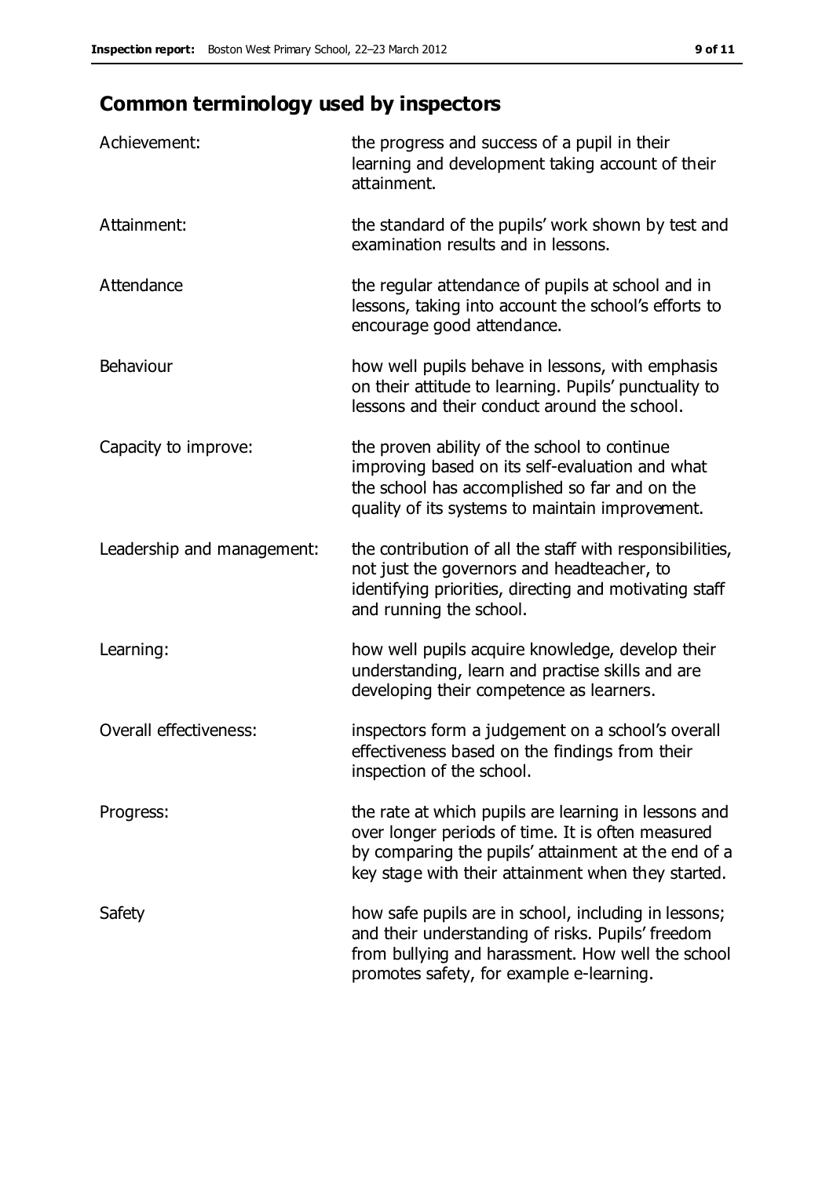## Common terminology used by inspectors

| | |
|---|---|
| Achievement: | the progress and success of a pupil in their learning and development taking account of their attainment. |
| Attainment: | the standard of the pupils' work shown by test and examination results and in lessons. |
| Attendance | the regular attendance of pupils at school and in lessons, taking into account the school's efforts to encourage good attendance. |
| Behaviour | how well pupils behave in lessons, with emphasis on their attitude to learning. Pupils' punctuality to lessons and their conduct around the school. |
| Capacity to improve: | the proven ability of the school to continue improving based on its self-evaluation and what the school has accomplished so far and on the quality of its systems to maintain improvement. |
| Leadership and management: | the contribution of all the staff with responsibilities, not just the governors and headteacher, to identifying priorities, directing and motivating staff and running the school. |
| Learning: | how well pupils acquire knowledge, develop their understanding, learn and practise skills and are developing their competence as learners. |
| Overall effectiveness: | inspectors form a judgement on a school's overall effectiveness based on the findings from their inspection of the school. |
| Progress: | the rate at which pupils are learning in lessons and over longer periods of time. It is often measured by comparing the pupils' attainment at the end of a key stage with their attainment when they started. |
| Safety | how safe pupils are in school, including in lessons; and their understanding of risks. Pupils' freedom from bullying and harassment. How well the school promotes safety, for example e-learning. |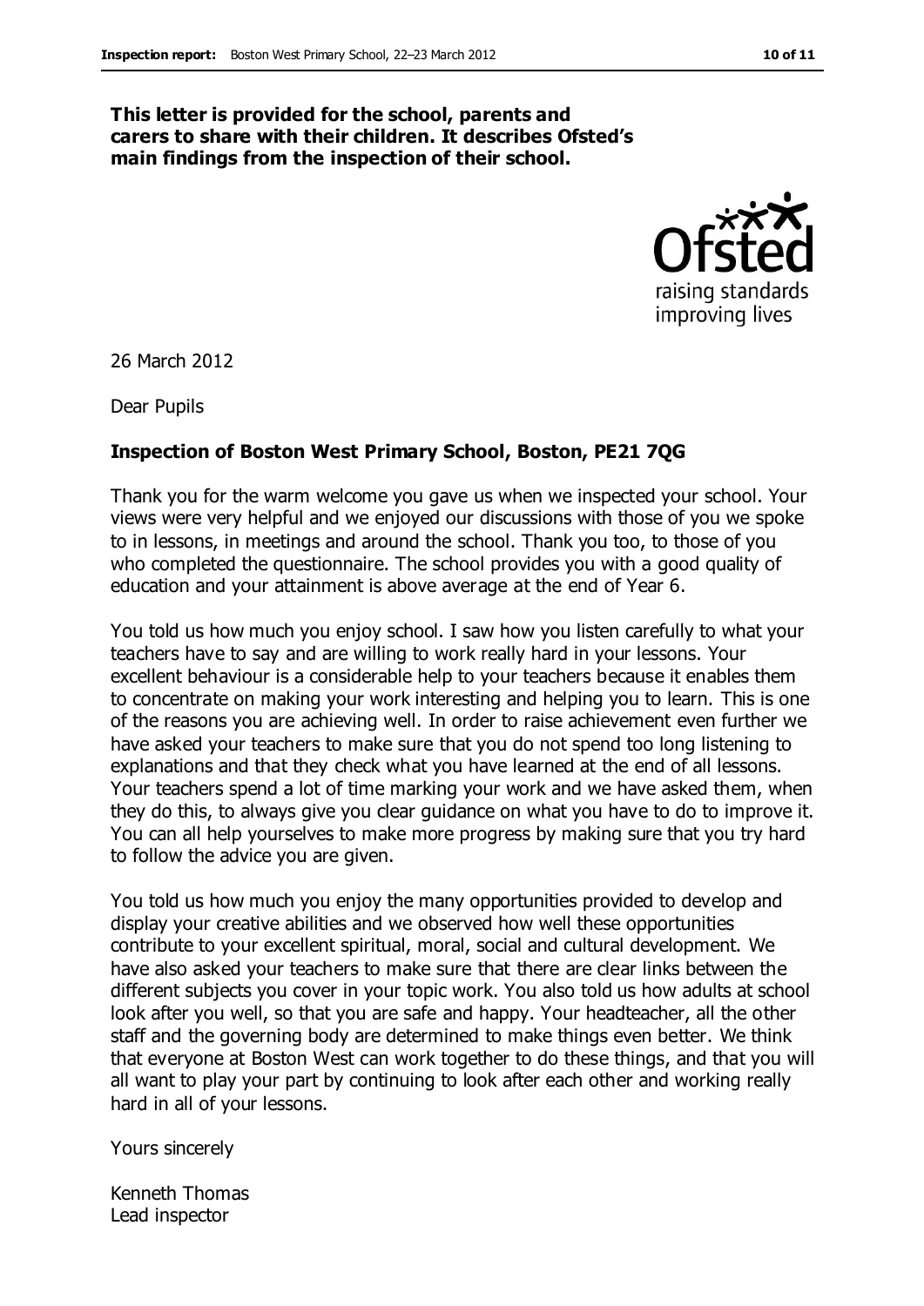**This letter is provided for the school, parents and carers to share with their children. It describes Ofsted's main findings from the inspection of their school.**

26 March 2012

Dear Pupils

**Inspection of Boston West Primary School, Boston, PE21 7QG**

Thank you for the warm welcome you gave us when we inspected your school. Your views were very helpful and we enjoyed our discussions with those of you we spoke to in lessons, in meetings and around the school. Thank you too, to those of you who completed the questionnaire. The school provides you with a good quality of education and your attainment is above average at the end of Year 6.

You told us how much you enjoy school. I saw how you listen carefully to what your teachers have to say and are willing to work really hard in your lessons. Your excellent behaviour is a considerable help to your teachers because it enables them to concentrate on making your work interesting and helping you to learn. This is one of the reasons you are achieving well. In order to raise achievement even further we have asked your teachers to make sure that you do not spend too long listening to explanations and that they check what you have learned at the end of all lessons. Your teachers spend a lot of time marking your work and we have asked them, when they do this, to always give you clear guidance on what you have to do to improve it. You can all help yourselves to make more progress by making sure that you try hard to follow the advice you are given.

You told us how much you enjoy the many opportunities provided to develop and display your creative abilities and we observed how well these opportunities contribute to your excellent spiritual, moral, social and cultural development. We have also asked your teachers to make sure that there are clear links between the different subjects you cover in your topic work. You also told us how adults at school look after you well, so that you are safe and happy. Your headteacher, all the other staff and the governing body are determined to make things even better. We think that everyone at Boston West can work together to do these things, and that you will all want to play your part by continuing to look after each other and working really hard in all of your lessons.

Yours sincerely

Kenneth Thomas
Lead inspector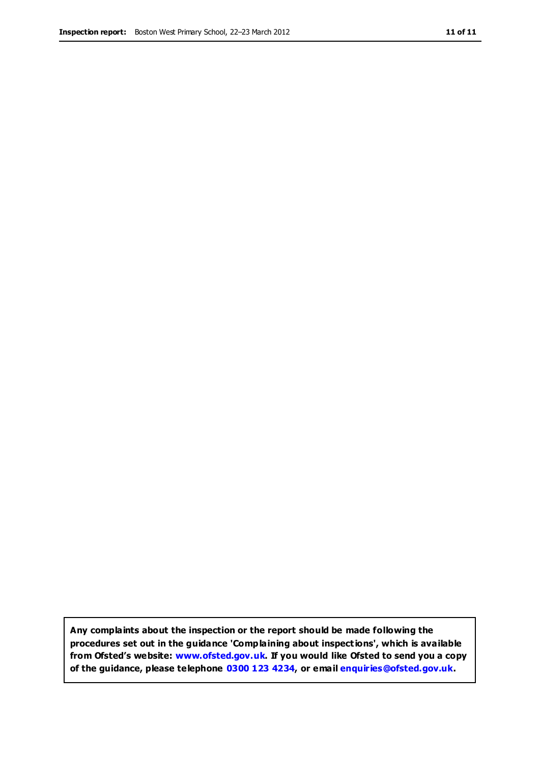**Any complaints about the inspection or the report should be made following the procedures set out in the guidance 'Complaining about inspections', which is available from Ofsted's website: www.ofsted.gov.uk. If you would like Ofsted to send you a copy of the guidance, please telephone 0300 123 4234, or email enquiries@ofsted.gov.uk.**